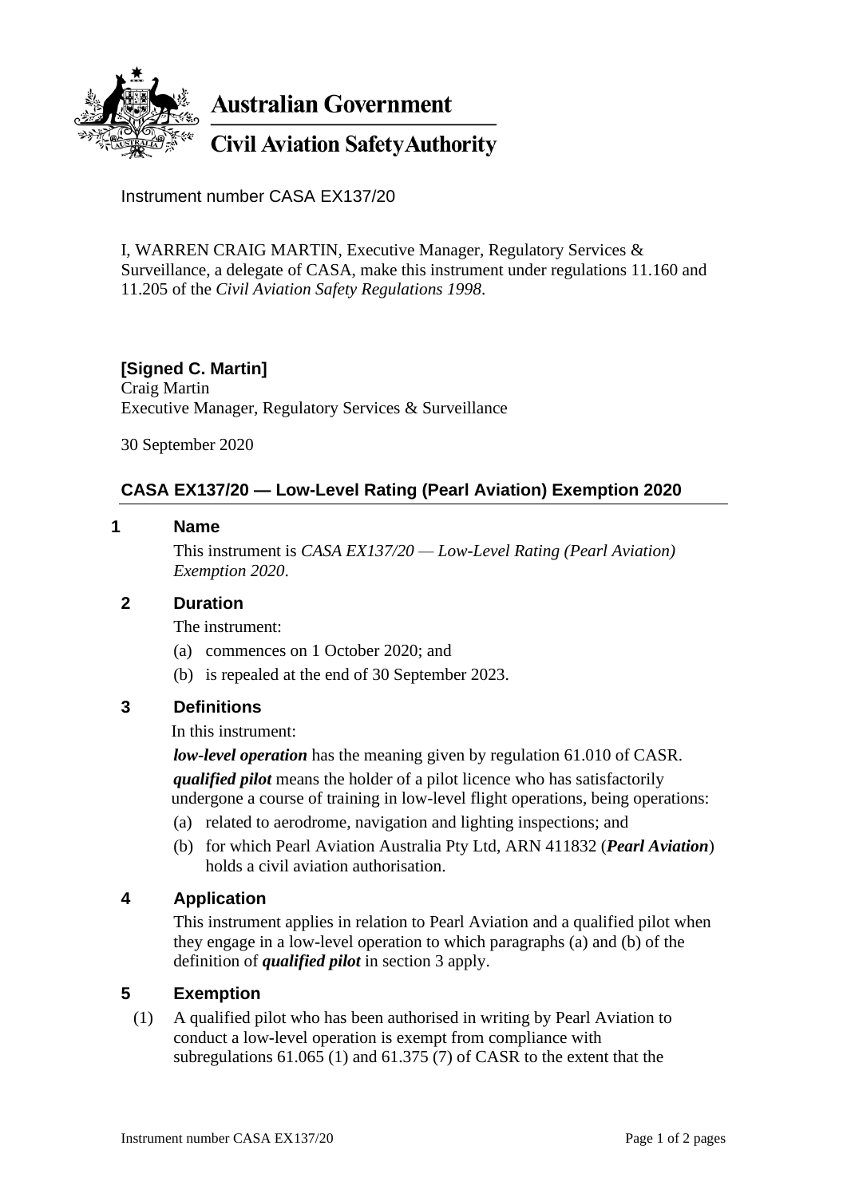**Australian Government**

**Civil Aviation Safety Authority**

Instrument number CASA EX137/20

I, WARREN CRAIG MARTIN, Executive Manager, Regulatory Services & Surveillance, a delegate of CASA, make this instrument under regulations 11.160 and 11.205 of the *Civil Aviation Safety Regulations 1998*.

**[Signed C. Martin]**
Craig Martin
Executive Manager, Regulatory Services & Surveillance

30 September 2020

## CASA EX137/20 — Low-Level Rating (Pearl Aviation) Exemption 2020

### 1 Name

This instrument is *CASA EX137/20 — Low-Level Rating (Pearl Aviation) Exemption 2020*.

### 2 Duration

The instrument:

(a) commences on 1 October 2020; and

(b) is repealed at the end of 30 September 2023.

### 3 Definitions

In this instrument:

***low-level operation*** has the meaning given by regulation 61.010 of CASR.

***qualified pilot*** means the holder of a pilot licence who has satisfactorily undergone a course of training in low-level flight operations, being operations:

(a) related to aerodrome, navigation and lighting inspections; and

(b) for which Pearl Aviation Australia Pty Ltd, ARN 411832 (***Pearl Aviation***) holds a civil aviation authorisation.

### 4 Application

This instrument applies in relation to Pearl Aviation and a qualified pilot when they engage in a low-level operation to which paragraphs (a) and (b) of the definition of ***qualified pilot*** in section 3 apply.

### 5 Exemption

(1) A qualified pilot who has been authorised in writing by Pearl Aviation to conduct a low-level operation is exempt from compliance with subregulations 61.065 (1) and 61.375 (7) of CASR to the extent that the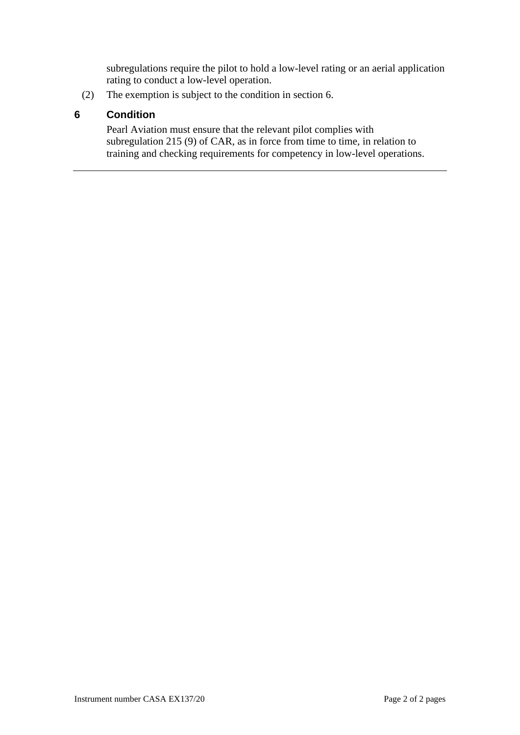subregulations require the pilot to hold a low-level rating or an aerial application rating to conduct a low-level operation.

(2) The exemption is subject to the condition in section 6.

## 6 Condition

Pearl Aviation must ensure that the relevant pilot complies with subregulation 215 (9) of CAR, as in force from time to time, in relation to training and checking requirements for competency in low-level operations.